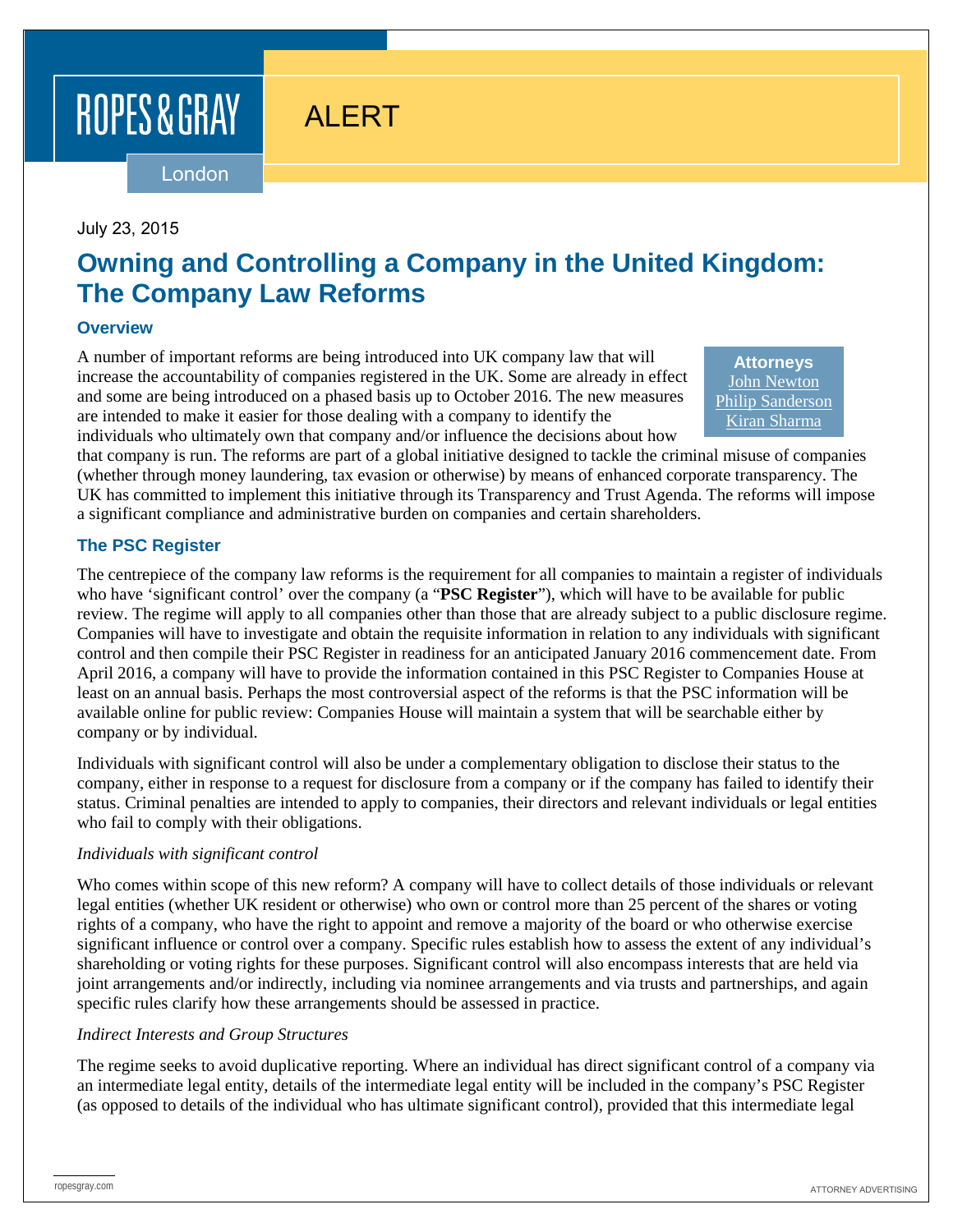ROPES & GRAY

London

ALERT

July 23, 2015

# Owning and Controlling a Company in the United Kingdom: The Company Law Reforms

## Overview

**Attorneys**
John Newton
Philip Sanderson
Kiran Sharma

A number of important reforms are being introduced into UK company law that will increase the accountability of companies registered in the UK. Some are already in effect and some are being introduced on a phased basis up to October 2016. The new measures are intended to make it easier for those dealing with a company to identify the individuals who ultimately own that company and/or influence the decisions about how that company is run. The reforms are part of a global initiative designed to tackle the criminal misuse of companies (whether through money laundering, tax evasion or otherwise) by means of enhanced corporate transparency. The UK has committed to implement this initiative through its Transparency and Trust Agenda. The reforms will impose a significant compliance and administrative burden on companies and certain shareholders.

## The PSC Register

The centrepiece of the company law reforms is the requirement for all companies to maintain a register of individuals who have 'significant control' over the company (a "**PSC Register**"), which will have to be available for public review. The regime will apply to all companies other than those that are already subject to a public disclosure regime. Companies will have to investigate and obtain the requisite information in relation to any individuals with significant control and then compile their PSC Register in readiness for an anticipated January 2016 commencement date. From April 2016, a company will have to provide the information contained in this PSC Register to Companies House at least on an annual basis. Perhaps the most controversial aspect of the reforms is that the PSC information will be available online for public review: Companies House will maintain a system that will be searchable either by company or by individual.

Individuals with significant control will also be under a complementary obligation to disclose their status to the company, either in response to a request for disclosure from a company or if the company has failed to identify their status. Criminal penalties are intended to apply to companies, their directors and relevant individuals or legal entities who fail to comply with their obligations.

*Individuals with significant control*

Who comes within scope of this new reform? A company will have to collect details of those individuals or relevant legal entities (whether UK resident or otherwise) who own or control more than 25 percent of the shares or voting rights of a company, who have the right to appoint and remove a majority of the board or who otherwise exercise significant influence or control over a company. Specific rules establish how to assess the extent of any individual's shareholding or voting rights for these purposes. Significant control will also encompass interests that are held via joint arrangements and/or indirectly, including via nominee arrangements and via trusts and partnerships, and again specific rules clarify how these arrangements should be assessed in practice.

*Indirect Interests and Group Structures*

The regime seeks to avoid duplicative reporting. Where an individual has direct significant control of a company via an intermediate legal entity, details of the intermediate legal entity will be included in the company's PSC Register (as opposed to details of the individual who has ultimate significant control), provided that this intermediate legal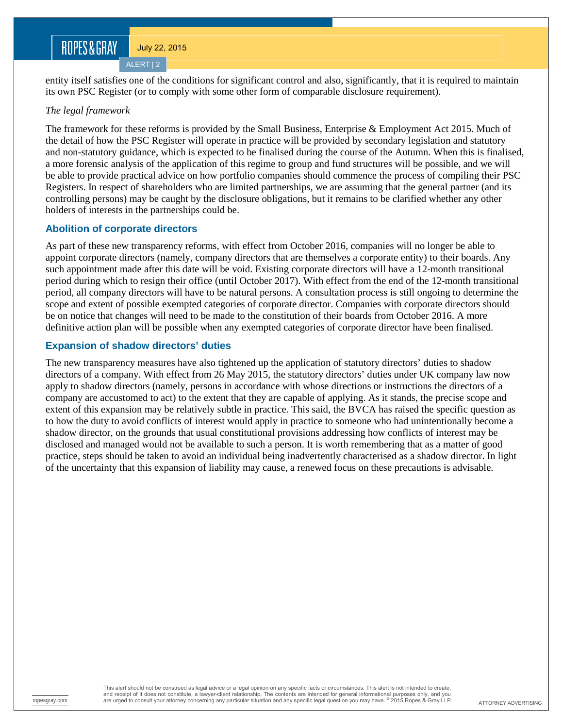entity itself satisfies one of the conditions for significant control and also, significantly, that it is required to maintain its own PSC Register (or to comply with some other form of comparable disclosure requirement).

*The legal framework*

The framework for these reforms is provided by the Small Business, Enterprise & Employment Act 2015. Much of the detail of how the PSC Register will operate in practice will be provided by secondary legislation and statutory and non-statutory guidance, which is expected to be finalised during the course of the Autumn. When this is finalised, a more forensic analysis of the application of this regime to group and fund structures will be possible, and we will be able to provide practical advice on how portfolio companies should commence the process of compiling their PSC Registers. In respect of shareholders who are limited partnerships, we are assuming that the general partner (and its controlling persons) may be caught by the disclosure obligations, but it remains to be clarified whether any other holders of interests in the partnerships could be.

### Abolition of corporate directors

As part of these new transparency reforms, with effect from October 2016, companies will no longer be able to appoint corporate directors (namely, company directors that are themselves a corporate entity) to their boards. Any such appointment made after this date will be void. Existing corporate directors will have a 12-month transitional period during which to resign their office (until October 2017). With effect from the end of the 12-month transitional period, all company directors will have to be natural persons. A consultation process is still ongoing to determine the scope and extent of possible exempted categories of corporate director. Companies with corporate directors should be on notice that changes will need to be made to the constitution of their boards from October 2016. A more definitive action plan will be possible when any exempted categories of corporate director have been finalised.

### Expansion of shadow directors' duties

The new transparency measures have also tightened up the application of statutory directors' duties to shadow directors of a company. With effect from 26 May 2015, the statutory directors' duties under UK company law now apply to shadow directors (namely, persons in accordance with whose directions or instructions the directors of a company are accustomed to act) to the extent that they are capable of applying. As it stands, the precise scope and extent of this expansion may be relatively subtle in practice. This said, the BVCA has raised the specific question as to how the duty to avoid conflicts of interest would apply in practice to someone who had unintentionally become a shadow director, on the grounds that usual constitutional provisions addressing how conflicts of interest may be disclosed and managed would not be available to such a person. It is worth remembering that as a matter of good practice, steps should be taken to avoid an individual being inadvertently characterised as a shadow director. In light of the uncertainty that this expansion of liability may cause, a renewed focus on these precautions is advisable.

This alert should not be construed as legal advice or a legal opinion on any specific facts or circumstances. This alert is not intended to create, and receipt of it does not constitute, a lawyer-client relationship. The contents are intended for general informational purposes only, and you are urged to consult your attorney concerning any particular situation and any specific legal question you may have. © 2015 Ropes & Gray LLP

ATTORNEY ADVERTISING